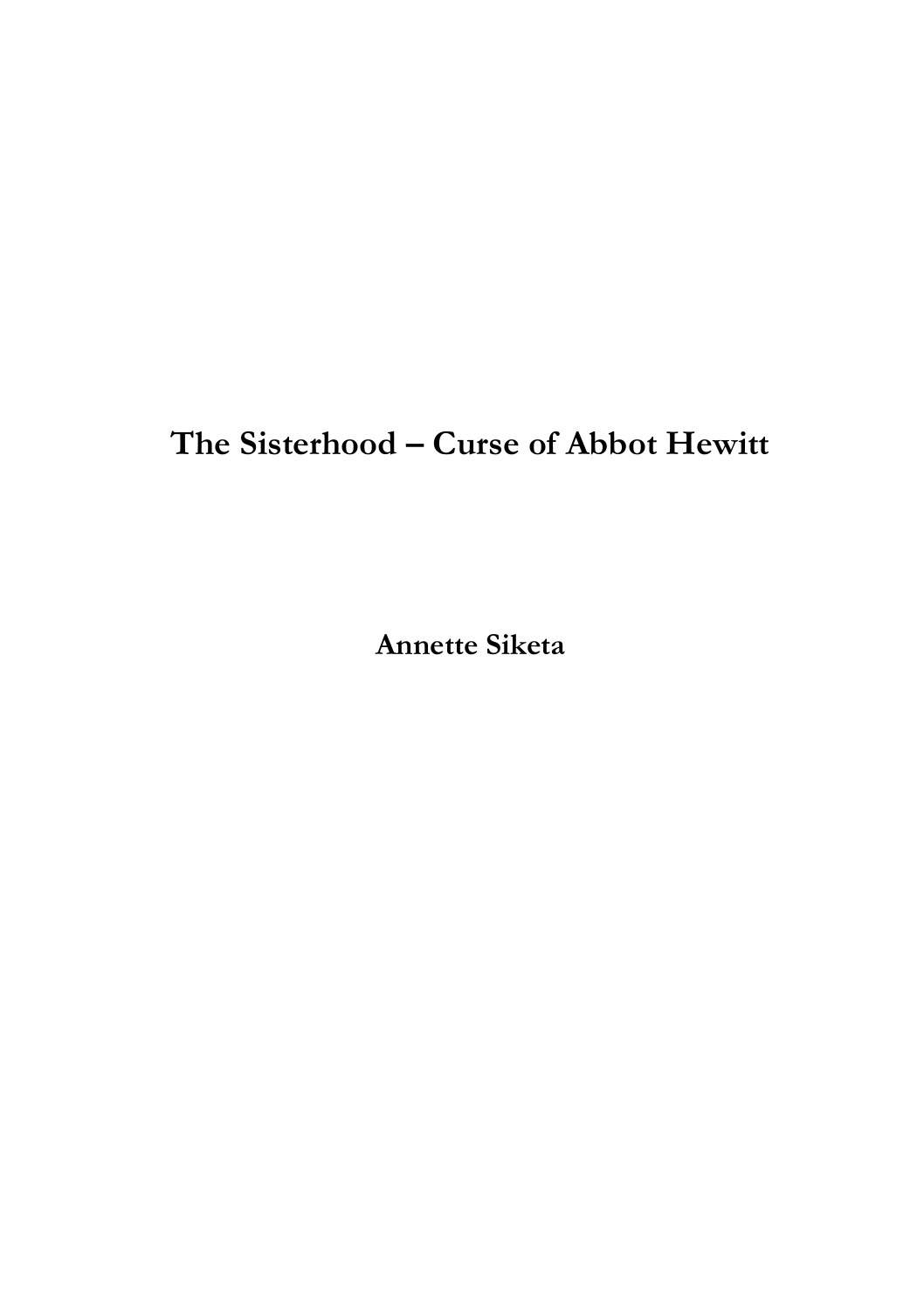# The Sisterhood – Curse of Abbot Hewitt

**Annette Siketa**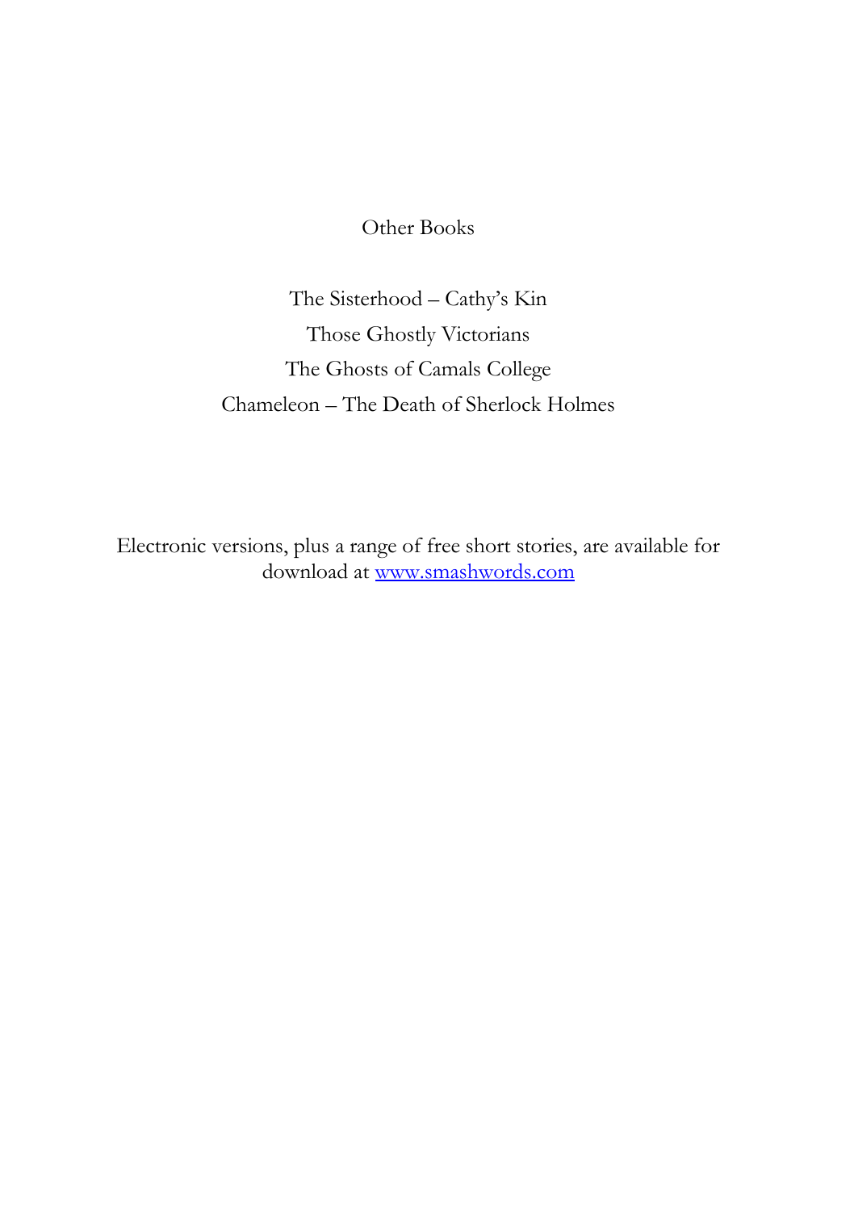Other Books

The Sisterhood – Cathy's Kin

Those Ghostly Victorians

The Ghosts of Camals College

Chameleon – The Death of Sherlock Holmes

Electronic versions, plus a range of free short stories, are available for download at [www.smashwords.com](http://www.smashwords.com)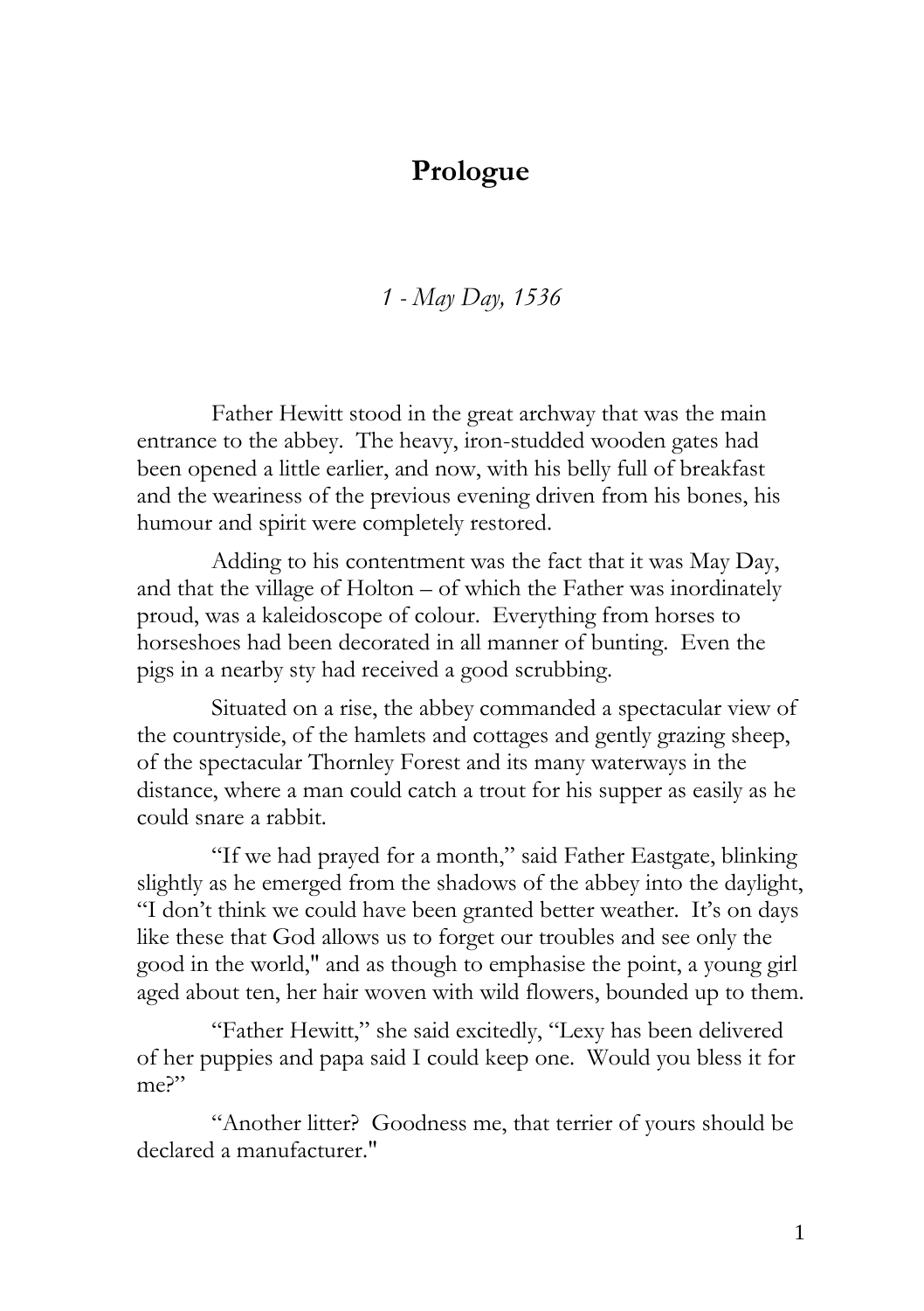# Prologue

*1 - May Day, 1536*

Father Hewitt stood in the great archway that was the main entrance to the abbey. The heavy, iron-studded wooden gates had been opened a little earlier, and now, with his belly full of breakfast and the weariness of the previous evening driven from his bones, his humour and spirit were completely restored.

Adding to his contentment was the fact that it was May Day, and that the village of Holton – of which the Father was inordinately proud, was a kaleidoscope of colour. Everything from horses to horseshoes had been decorated in all manner of bunting. Even the pigs in a nearby sty had received a good scrubbing.

Situated on a rise, the abbey commanded a spectacular view of the countryside, of the hamlets and cottages and gently grazing sheep, of the spectacular Thornley Forest and its many waterways in the distance, where a man could catch a trout for his supper as easily as he could snare a rabbit.

"If we had prayed for a month," said Father Eastgate, blinking slightly as he emerged from the shadows of the abbey into the daylight, "I don't think we could have been granted better weather. It's on days like these that God allows us to forget our troubles and see only the good in the world," and as though to emphasise the point, a young girl aged about ten, her hair woven with wild flowers, bounded up to them.

"Father Hewitt," she said excitedly, "Lexy has been delivered of her puppies and papa said I could keep one. Would you bless it for me?"

"Another litter? Goodness me, that terrier of yours should be declared a manufacturer."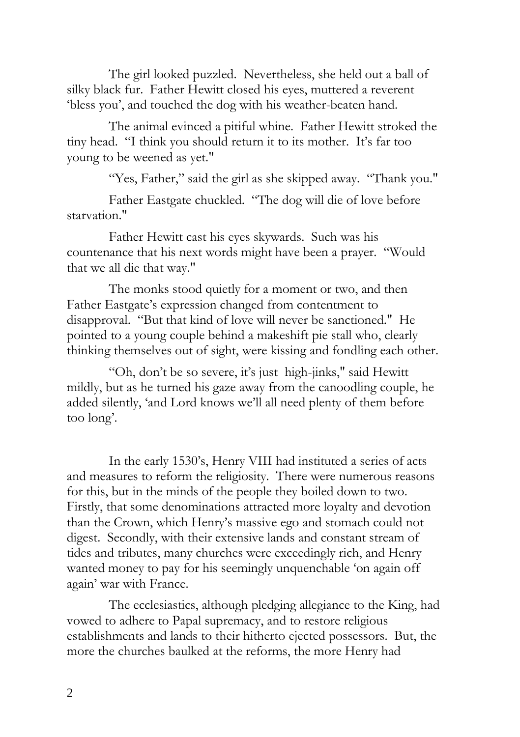The girl looked puzzled. Nevertheless, she held out a ball of silky black fur. Father Hewitt closed his eyes, muttered a reverent 'bless you', and touched the dog with his weather-beaten hand.

The animal evinced a pitiful whine. Father Hewitt stroked the tiny head. "I think you should return it to its mother. It's far too young to be weened as yet."

"Yes, Father," said the girl as she skipped away. "Thank you."

Father Eastgate chuckled. "The dog will die of love before starvation."

Father Hewitt cast his eyes skywards. Such was his countenance that his next words might have been a prayer. "Would that we all die that way."

The monks stood quietly for a moment or two, and then Father Eastgate's expression changed from contentment to disapproval. "But that kind of love will never be sanctioned." He pointed to a young couple behind a makeshift pie stall who, clearly thinking themselves out of sight, were kissing and fondling each other.

"Oh, don't be so severe, it's just high-jinks," said Hewitt mildly, but as he turned his gaze away from the canoodling couple, he added silently, 'and Lord knows we'll all need plenty of them before too long'.

In the early 1530's, Henry VIII had instituted a series of acts and measures to reform the religiosity. There were numerous reasons for this, but in the minds of the people they boiled down to two. Firstly, that some denominations attracted more loyalty and devotion than the Crown, which Henry's massive ego and stomach could not digest. Secondly, with their extensive lands and constant stream of tides and tributes, many churches were exceedingly rich, and Henry wanted money to pay for his seemingly unquenchable 'on again off again' war with France.

The ecclesiastics, although pledging allegiance to the King, had vowed to adhere to Papal supremacy, and to restore religious establishments and lands to their hitherto ejected possessors. But, the more the churches baulked at the reforms, the more Henry had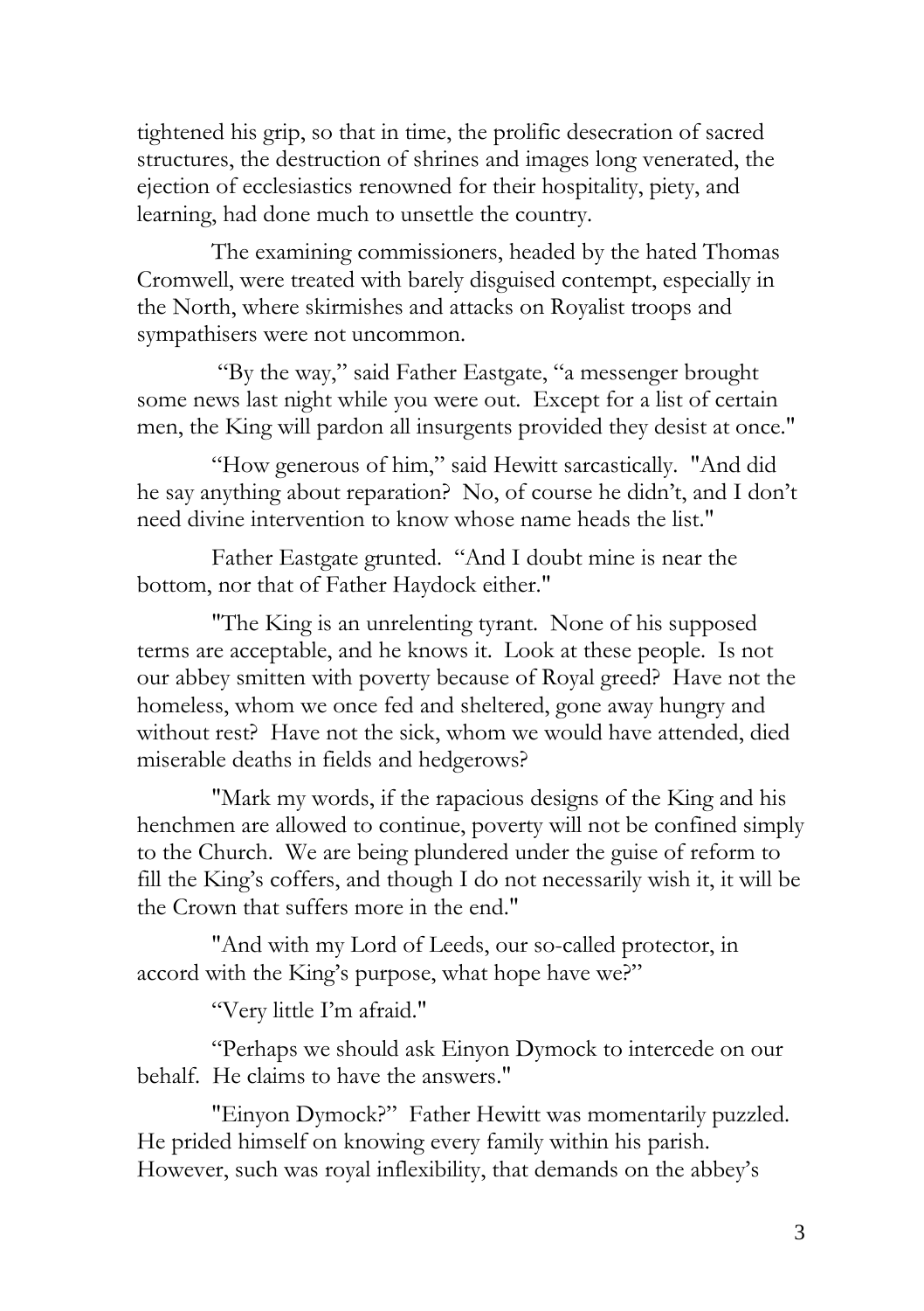tightened his grip, so that in time, the prolific desecration of sacred structures, the destruction of shrines and images long venerated, the ejection of ecclesiastics renowned for their hospitality, piety, and learning, had done much to unsettle the country.

The examining commissioners, headed by the hated Thomas Cromwell, were treated with barely disguised contempt, especially in the North, where skirmishes and attacks on Royalist troops and sympathisers were not uncommon.

"By the way," said Father Eastgate, "a messenger brought some news last night while you were out. Except for a list of certain men, the King will pardon all insurgents provided they desist at once."

"How generous of him," said Hewitt sarcastically. "And did he say anything about reparation? No, of course he didn't, and I don't need divine intervention to know whose name heads the list."

Father Eastgate grunted. "And I doubt mine is near the bottom, nor that of Father Haydock either."

"The King is an unrelenting tyrant. None of his supposed terms are acceptable, and he knows it. Look at these people. Is not our abbey smitten with poverty because of Royal greed? Have not the homeless, whom we once fed and sheltered, gone away hungry and without rest? Have not the sick, whom we would have attended, died miserable deaths in fields and hedgerows?

"Mark my words, if the rapacious designs of the King and his henchmen are allowed to continue, poverty will not be confined simply to the Church. We are being plundered under the guise of reform to fill the King's coffers, and though I do not necessarily wish it, it will be the Crown that suffers more in the end."

"And with my Lord of Leeds, our so-called protector, in accord with the King's purpose, what hope have we?"

"Very little I'm afraid."

"Perhaps we should ask Einyon Dymock to intercede on our behalf. He claims to have the answers."

"Einyon Dymock?" Father Hewitt was momentarily puzzled. He prided himself on knowing every family within his parish. However, such was royal inflexibility, that demands on the abbey's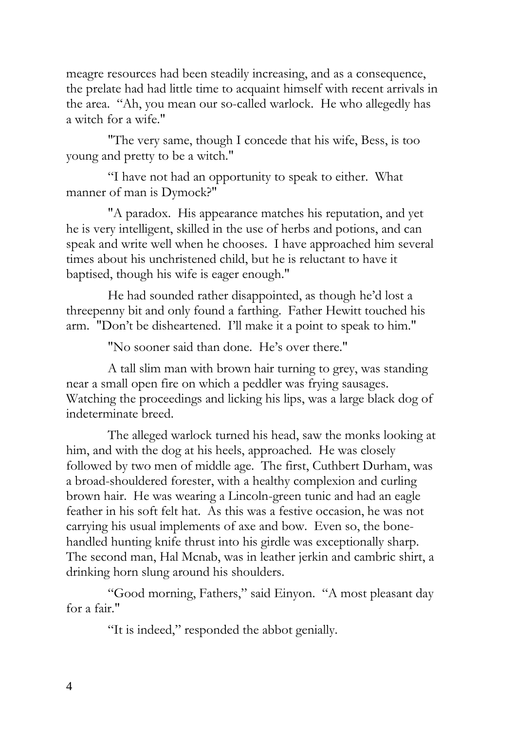meagre resources had been steadily increasing, and as a consequence, the prelate had had little time to acquaint himself with recent arrivals in the area. "Ah, you mean our so-called warlock. He who allegedly has a witch for a wife."

"The very same, though I concede that his wife, Bess, is too young and pretty to be a witch."

"I have not had an opportunity to speak to either. What manner of man is Dymock?"

"A paradox. His appearance matches his reputation, and yet he is very intelligent, skilled in the use of herbs and potions, and can speak and write well when he chooses. I have approached him several times about his unchristened child, but he is reluctant to have it baptised, though his wife is eager enough."

He had sounded rather disappointed, as though he'd lost a threepenny bit and only found a farthing. Father Hewitt touched his arm. "Don't be disheartened. I'll make it a point to speak to him."

"No sooner said than done. He's over there."

A tall slim man with brown hair turning to grey, was standing near a small open fire on which a peddler was frying sausages. Watching the proceedings and licking his lips, was a large black dog of indeterminate breed.

The alleged warlock turned his head, saw the monks looking at him, and with the dog at his heels, approached. He was closely followed by two men of middle age. The first, Cuthbert Durham, was a broad-shouldered forester, with a healthy complexion and curling brown hair. He was wearing a Lincoln-green tunic and had an eagle feather in his soft felt hat. As this was a festive occasion, he was not carrying his usual implements of axe and bow. Even so, the bone-handled hunting knife thrust into his girdle was exceptionally sharp. The second man, Hal Mcnab, was in leather jerkin and cambric shirt, a drinking horn slung around his shoulders.

"Good morning, Fathers," said Einyon. "A most pleasant day for a fair."

"It is indeed," responded the abbot genially.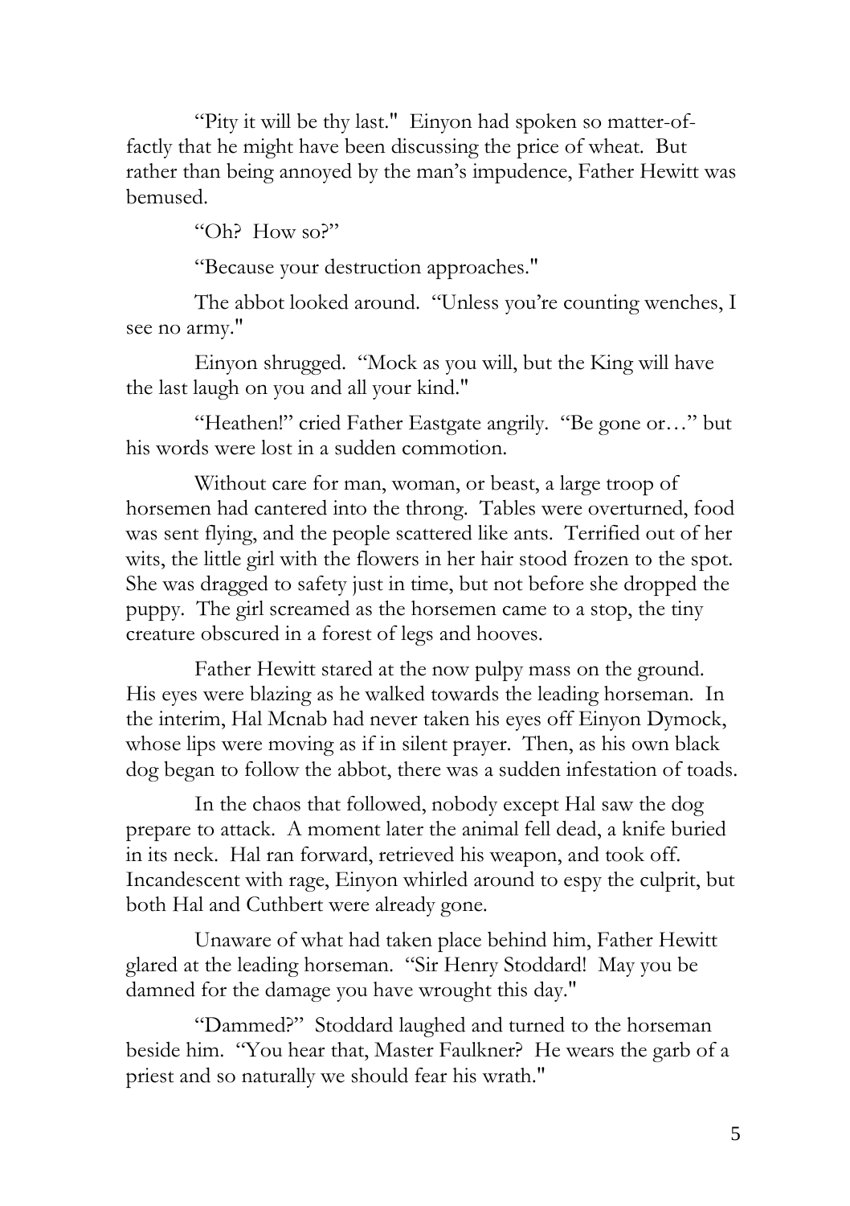"Pity it will be thy last." Einyon had spoken so matter-of-factly that he might have been discussing the price of wheat. But rather than being annoyed by the man's impudence, Father Hewitt was bemused.

"Oh? How so?"

"Because your destruction approaches."

The abbot looked around. "Unless you're counting wenches, I see no army."

Einyon shrugged. "Mock as you will, but the King will have the last laugh on you and all your kind."

"Heathen!" cried Father Eastgate angrily. "Be gone or…" but his words were lost in a sudden commotion.

Without care for man, woman, or beast, a large troop of horsemen had cantered into the throng. Tables were overturned, food was sent flying, and the people scattered like ants. Terrified out of her wits, the little girl with the flowers in her hair stood frozen to the spot. She was dragged to safety just in time, but not before she dropped the puppy. The girl screamed as the horsemen came to a stop, the tiny creature obscured in a forest of legs and hooves.

Father Hewitt stared at the now pulpy mass on the ground. His eyes were blazing as he walked towards the leading horseman. In the interim, Hal Mcnab had never taken his eyes off Einyon Dymock, whose lips were moving as if in silent prayer. Then, as his own black dog began to follow the abbot, there was a sudden infestation of toads.

In the chaos that followed, nobody except Hal saw the dog prepare to attack. A moment later the animal fell dead, a knife buried in its neck. Hal ran forward, retrieved his weapon, and took off. Incandescent with rage, Einyon whirled around to espy the culprit, but both Hal and Cuthbert were already gone.

Unaware of what had taken place behind him, Father Hewitt glared at the leading horseman. "Sir Henry Stoddard! May you be damned for the damage you have wrought this day."

"Dammed?" Stoddard laughed and turned to the horseman beside him. "You hear that, Master Faulkner? He wears the garb of a priest and so naturally we should fear his wrath."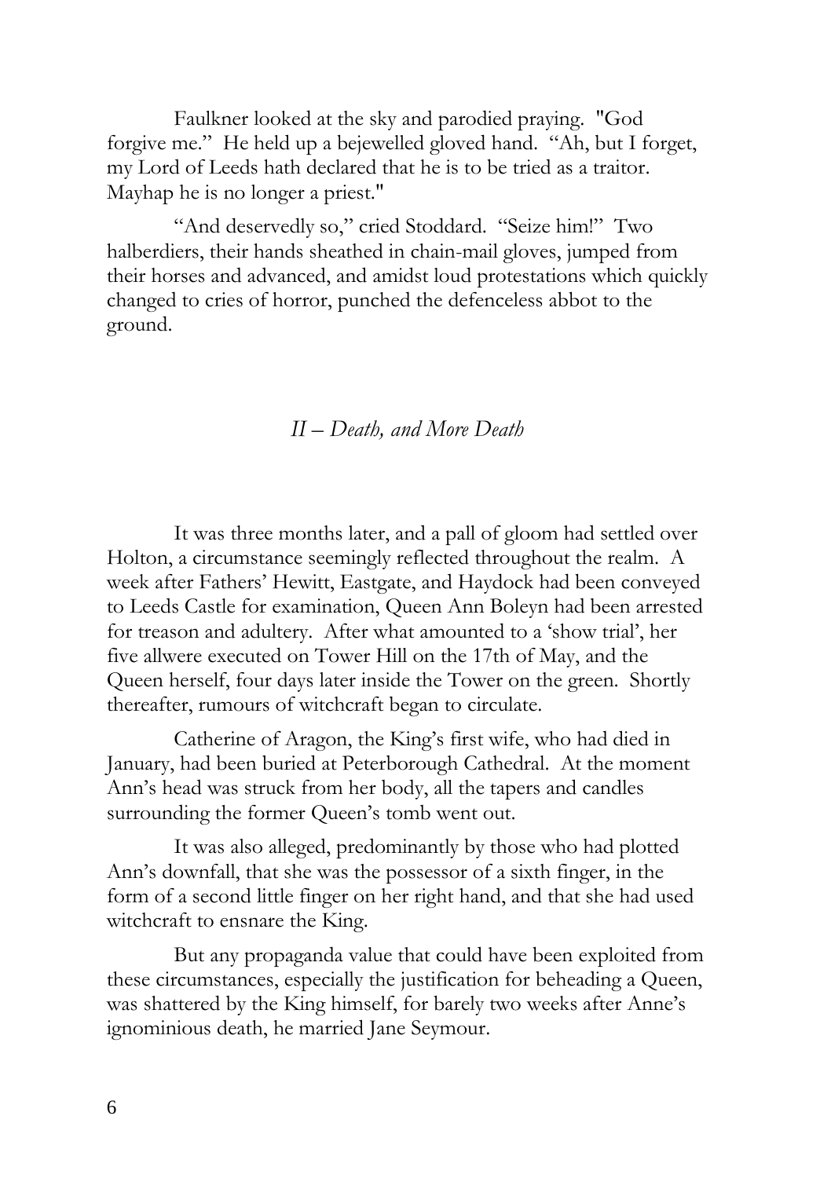Faulkner looked at the sky and parodied praying. "God forgive me." He held up a bejewelled gloved hand. "Ah, but I forget, my Lord of Leeds hath declared that he is to be tried as a traitor. Mayhap he is no longer a priest."

"And deservedly so," cried Stoddard. "Seize him!" Two halberdiers, their hands sheathed in chain-mail gloves, jumped from their horses and advanced, and amidst loud protestations which quickly changed to cries of horror, punched the defenceless abbot to the ground.

## *II – Death, and More Death*

It was three months later, and a pall of gloom had settled over Holton, a circumstance seemingly reflected throughout the realm. A week after Fathers' Hewitt, Eastgate, and Haydock had been conveyed to Leeds Castle for examination, Queen Ann Boleyn had been arrested for treason and adultery. After what amounted to a 'show trial', her five allwere executed on Tower Hill on the 17th of May, and the Queen herself, four days later inside the Tower on the green. Shortly thereafter, rumours of witchcraft began to circulate.

Catherine of Aragon, the King's first wife, who had died in January, had been buried at Peterborough Cathedral. At the moment Ann's head was struck from her body, all the tapers and candles surrounding the former Queen's tomb went out.

It was also alleged, predominantly by those who had plotted Ann's downfall, that she was the possessor of a sixth finger, in the form of a second little finger on her right hand, and that she had used witchcraft to ensnare the King.

But any propaganda value that could have been exploited from these circumstances, especially the justification for beheading a Queen, was shattered by the King himself, for barely two weeks after Anne's ignominious death, he married Jane Seymour.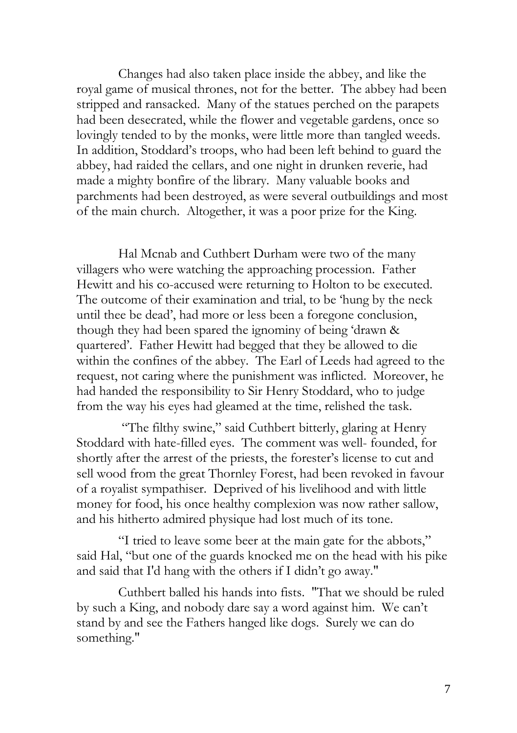Changes had also taken place inside the abbey, and like the royal game of musical thrones, not for the better. The abbey had been stripped and ransacked. Many of the statues perched on the parapets had been desecrated, while the flower and vegetable gardens, once so lovingly tended to by the monks, were little more than tangled weeds. In addition, Stoddard's troops, who had been left behind to guard the abbey, had raided the cellars, and one night in drunken reverie, had made a mighty bonfire of the library. Many valuable books and parchments had been destroyed, as were several outbuildings and most of the main church. Altogether, it was a poor prize for the King.

Hal Mcnab and Cuthbert Durham were two of the many villagers who were watching the approaching procession. Father Hewitt and his co-accused were returning to Holton to be executed. The outcome of their examination and trial, to be 'hung by the neck until thee be dead', had more or less been a foregone conclusion, though they had been spared the ignominy of being 'drawn & quartered'. Father Hewitt had begged that they be allowed to die within the confines of the abbey. The Earl of Leeds had agreed to the request, not caring where the punishment was inflicted. Moreover, he had handed the responsibility to Sir Henry Stoddard, who to judge from the way his eyes had gleamed at the time, relished the task.

"The filthy swine," said Cuthbert bitterly, glaring at Henry Stoddard with hate-filled eyes. The comment was well- founded, for shortly after the arrest of the priests, the forester's license to cut and sell wood from the great Thornley Forest, had been revoked in favour of a royalist sympathiser. Deprived of his livelihood and with little money for food, his once healthy complexion was now rather sallow, and his hitherto admired physique had lost much of its tone.

"I tried to leave some beer at the main gate for the abbots," said Hal, "but one of the guards knocked me on the head with his pike and said that I'd hang with the others if I didn't go away."

Cuthbert balled his hands into fists. "That we should be ruled by such a King, and nobody dare say a word against him. We can't stand by and see the Fathers hanged like dogs. Surely we can do something."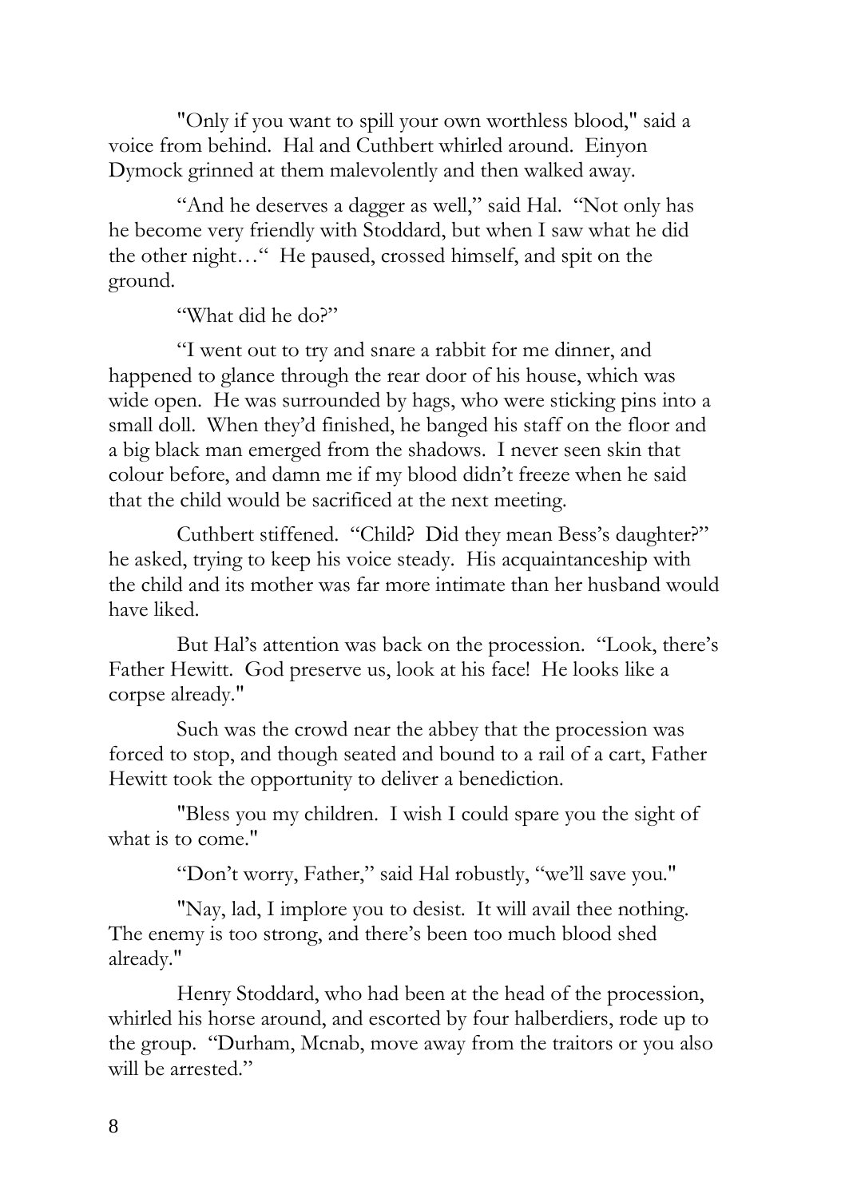"Only if you want to spill your own worthless blood," said a voice from behind. Hal and Cuthbert whirled around. Einyon Dymock grinned at them malevolently and then walked away.

"And he deserves a dagger as well," said Hal. "Not only has he become very friendly with Stoddard, but when I saw what he did the other night…" He paused, crossed himself, and spit on the ground.

"What did he do?"

"I went out to try and snare a rabbit for me dinner, and happened to glance through the rear door of his house, which was wide open. He was surrounded by hags, who were sticking pins into a small doll. When they'd finished, he banged his staff on the floor and a big black man emerged from the shadows. I never seen skin that colour before, and damn me if my blood didn't freeze when he said that the child would be sacrificed at the next meeting.

Cuthbert stiffened. "Child? Did they mean Bess's daughter?" he asked, trying to keep his voice steady. His acquaintanceship with the child and its mother was far more intimate than her husband would have liked.

But Hal's attention was back on the procession. "Look, there's Father Hewitt. God preserve us, look at his face! He looks like a corpse already."

Such was the crowd near the abbey that the procession was forced to stop, and though seated and bound to a rail of a cart, Father Hewitt took the opportunity to deliver a benediction.

"Bless you my children. I wish I could spare you the sight of what is to come."

"Don't worry, Father," said Hal robustly, "we'll save you."

"Nay, lad, I implore you to desist. It will avail thee nothing. The enemy is too strong, and there's been too much blood shed already."

Henry Stoddard, who had been at the head of the procession, whirled his horse around, and escorted by four halberdiers, rode up to the group. "Durham, Mcnab, move away from the traitors or you also will be arrested."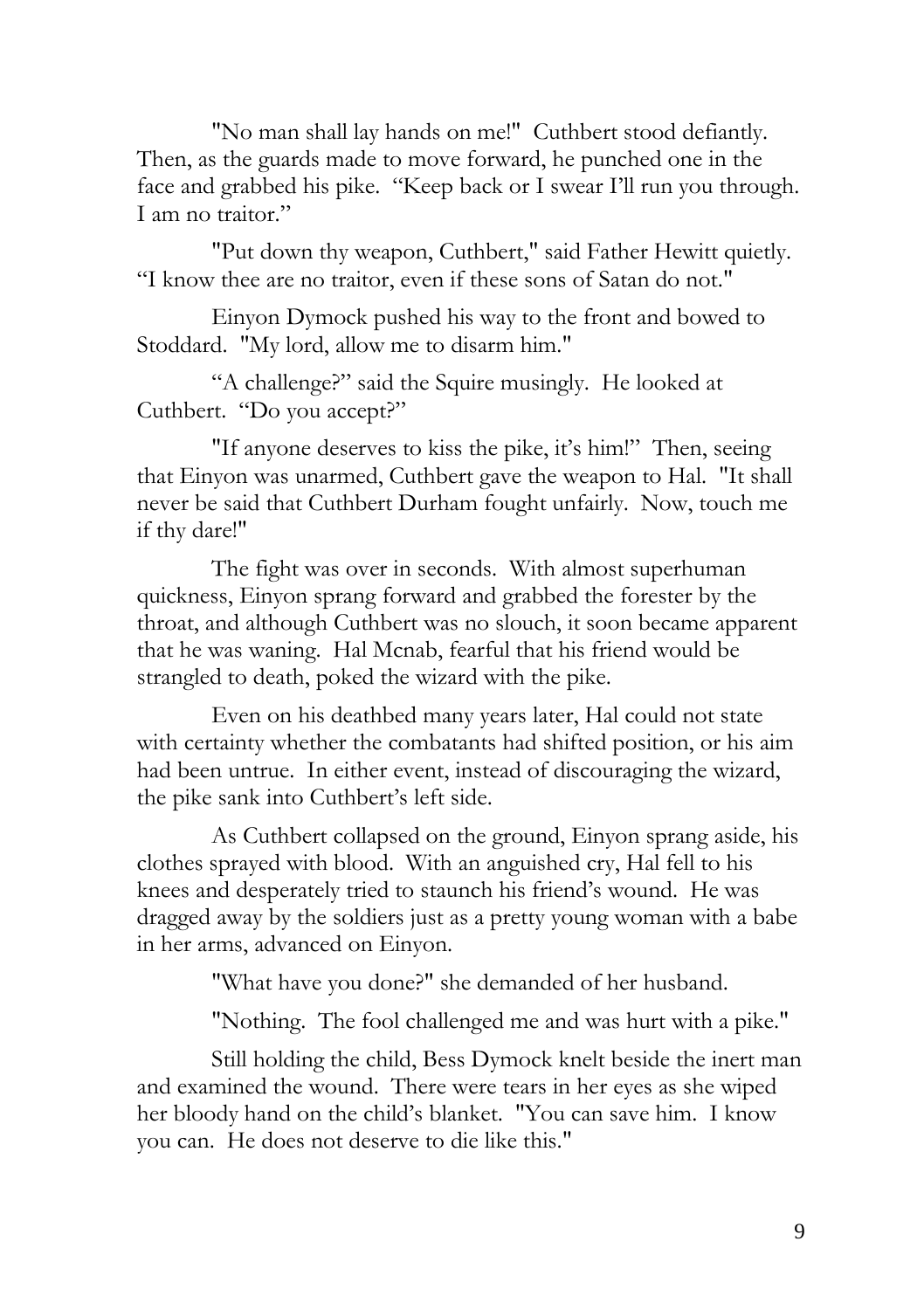"No man shall lay hands on me!" Cuthbert stood defiantly. Then, as the guards made to move forward, he punched one in the face and grabbed his pike. "Keep back or I swear I'll run you through. I am no traitor."

"Put down thy weapon, Cuthbert," said Father Hewitt quietly. "I know thee are no traitor, even if these sons of Satan do not."

Einyon Dymock pushed his way to the front and bowed to Stoddard. "My lord, allow me to disarm him."

"A challenge?" said the Squire musingly. He looked at Cuthbert. "Do you accept?"

"If anyone deserves to kiss the pike, it's him!" Then, seeing that Einyon was unarmed, Cuthbert gave the weapon to Hal. "It shall never be said that Cuthbert Durham fought unfairly. Now, touch me if thy dare!"

The fight was over in seconds. With almost superhuman quickness, Einyon sprang forward and grabbed the forester by the throat, and although Cuthbert was no slouch, it soon became apparent that he was waning. Hal Mcnab, fearful that his friend would be strangled to death, poked the wizard with the pike.

Even on his deathbed many years later, Hal could not state with certainty whether the combatants had shifted position, or his aim had been untrue. In either event, instead of discouraging the wizard, the pike sank into Cuthbert's left side.

As Cuthbert collapsed on the ground, Einyon sprang aside, his clothes sprayed with blood. With an anguished cry, Hal fell to his knees and desperately tried to staunch his friend's wound. He was dragged away by the soldiers just as a pretty young woman with a babe in her arms, advanced on Einyon.

"What have you done?" she demanded of her husband.

"Nothing. The fool challenged me and was hurt with a pike."

Still holding the child, Bess Dymock knelt beside the inert man and examined the wound. There were tears in her eyes as she wiped her bloody hand on the child's blanket. "You can save him. I know you can. He does not deserve to die like this."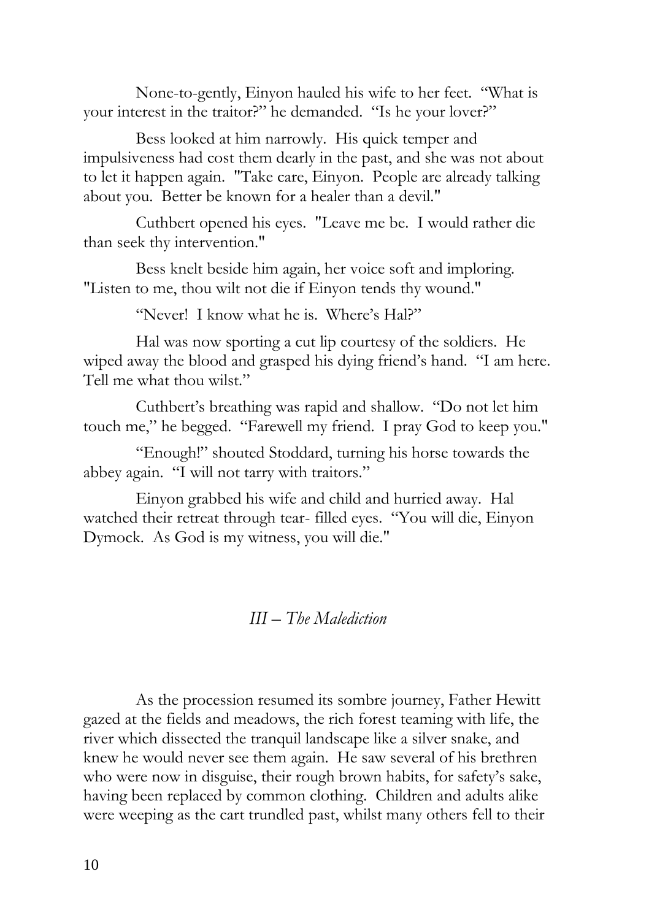None-to-gently, Einyon hauled his wife to her feet. "What is your interest in the traitor?" he demanded. "Is he your lover?"

Bess looked at him narrowly. His quick temper and impulsiveness had cost them dearly in the past, and she was not about to let it happen again. "Take care, Einyon. People are already talking about you. Better be known for a healer than a devil."

Cuthbert opened his eyes. "Leave me be. I would rather die than seek thy intervention."

Bess knelt beside him again, her voice soft and imploring. "Listen to me, thou wilt not die if Einyon tends thy wound."

"Never! I know what he is. Where's Hal?"

Hal was now sporting a cut lip courtesy of the soldiers. He wiped away the blood and grasped his dying friend's hand. "I am here. Tell me what thou wilst."

Cuthbert's breathing was rapid and shallow. "Do not let him touch me," he begged. "Farewell my friend. I pray God to keep you."

"Enough!" shouted Stoddard, turning his horse towards the abbey again. "I will not tarry with traitors."

Einyon grabbed his wife and child and hurried away. Hal watched their retreat through tear- filled eyes. "You will die, Einyon Dymock. As God is my witness, you will die."

## *III – The Malediction*

As the procession resumed its sombre journey, Father Hewitt gazed at the fields and meadows, the rich forest teaming with life, the river which dissected the tranquil landscape like a silver snake, and knew he would never see them again. He saw several of his brethren who were now in disguise, their rough brown habits, for safety's sake, having been replaced by common clothing. Children and adults alike were weeping as the cart trundled past, whilst many others fell to their